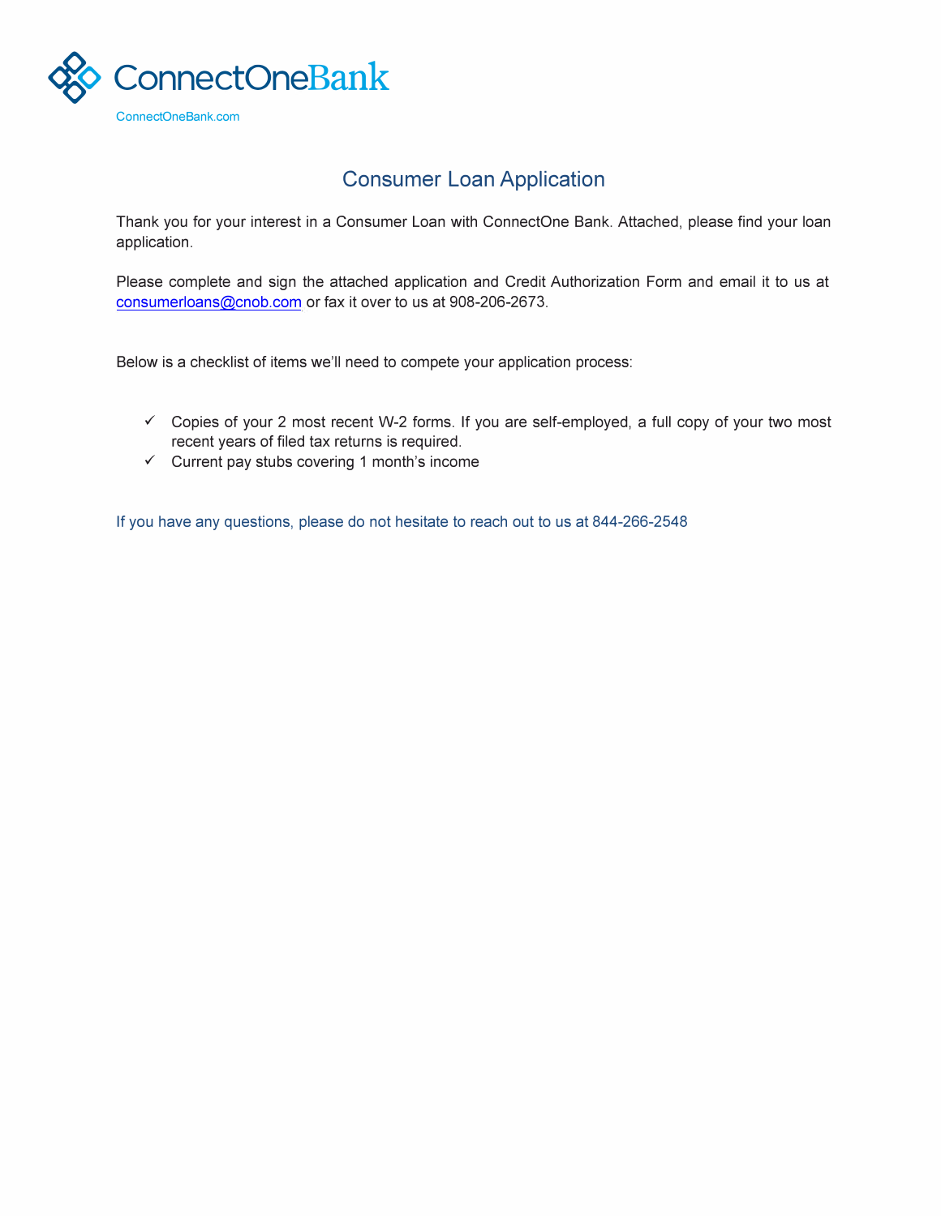ConnectOneBank

ConnectOneBank.com

# Consumer Loan Application

Thank you for your interest in a Consumer Loan with ConnectOne Bank. Attached, please find your loan application.

Please complete and sign the attached application and Credit Authorization Form and email it to us at consumerloans@cnob.com or fax it over to us at 908-206-2673.

Below is a checklist of items we'll need to compete your application process:

- ✓ Copies of your 2 most recent W-2 forms. If you are self-employed, a full copy of your two most recent years of filed tax returns is required.
- ✓ Current pay stubs covering 1 month's income

If you have any questions, please do not hesitate to reach out to us at 844-266-2548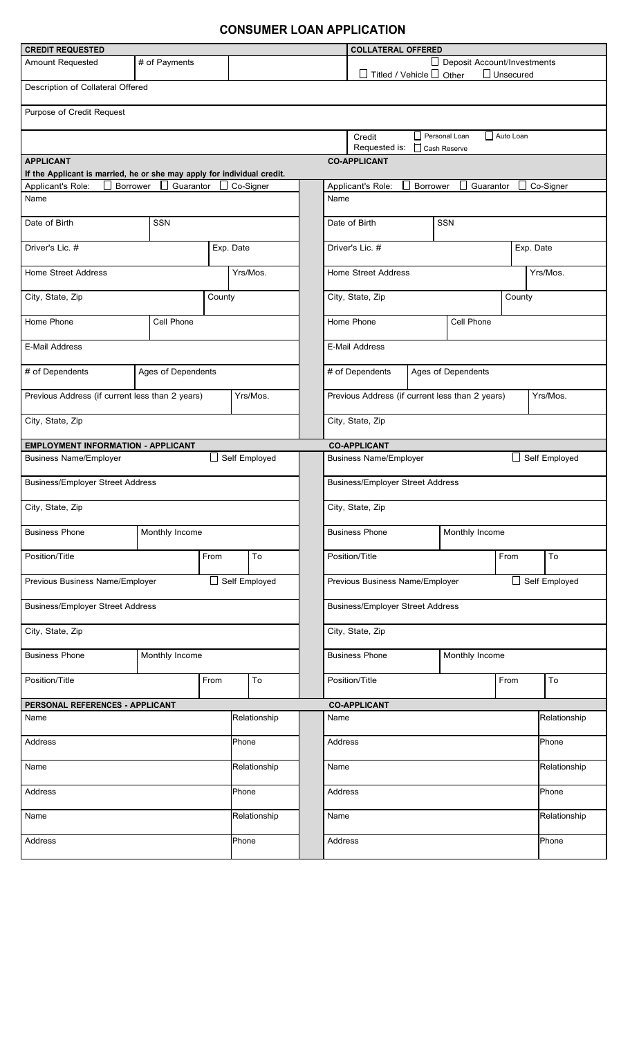# CONSUMER LOAN APPLICATION

| CREDIT REQUESTED | | | COLLATERAL OFFERED |
|---|---|---|---|
| Amount Requested | # of Payments | | ☐ Deposit Account/Investments ☐ Titled / Vehicle ☐ Other ☐ Unsecured |
| Description of Collateral Offered | | | |
| Purpose of Credit Request | | | |
| | | | Credit Requested is: ☐ Personal Loan ☐ Auto Loan ☐ Cash Reserve |

| APPLICANT | | | CO-APPLICANT | | |
|---|---|---|---|---|---|
| **If the Applicant is married, he or she may apply for individual credit.** | | | | | |
| Applicant's Role: ☐ Borrower ☐ Guarantor ☐ Co-Signer | | | Applicant's Role: ☐ Borrower ☐ Guarantor ☐ Co-Signer | | |
| Name | | | Name | | |
| Date of Birth | SSN | | Date of Birth | SSN | |
| Driver's Lic. # | | Exp. Date | Driver's Lic. # | | Exp. Date |
| Home Street Address | | Yrs/Mos. | Home Street Address | | Yrs/Mos. |
| City, State, Zip | | County | City, State, Zip | | County |
| Home Phone | Cell Phone | | Home Phone | Cell Phone | |
| E-Mail Address | | | E-Mail Address | | |
| # of Dependents | Ages of Dependents | | # of Dependents | Ages of Dependents | |
| Previous Address (if current less than 2 years) | | Yrs/Mos. | Previous Address (if current less than 2 years) | | Yrs/Mos. |
| City, State, Zip | | | City, State, Zip | | |

| EMPLOYMENT INFORMATION - APPLICANT | | | | CO-APPLICANT | | | |
|---|---|---|---|---|---|---|---|
| Business Name/Employer | | ☐ Self Employed | | Business Name/Employer | | ☐ Self Employed | |
| Business/Employer Street Address | | | | Business/Employer Street Address | | | |
| City, State, Zip | | | | City, State, Zip | | | |
| Business Phone | Monthly Income | | | Business Phone | Monthly Income | | |
| Position/Title | | From | To | Position/Title | | From | To |
| Previous Business Name/Employer | | ☐ Self Employed | | Previous Business Name/Employer | | ☐ Self Employed | |
| Business/Employer Street Address | | | | Business/Employer Street Address | | | |
| City, State, Zip | | | | City, State, Zip | | | |
| Business Phone | Monthly Income | | | Business Phone | Monthly Income | | |
| Position/Title | | From | To | Position/Title | | From | To |

| PERSONAL REFERENCES - APPLICANT | | CO-APPLICANT | |
|---|---|---|---|
| Name | Relationship | Name | Relationship |
| Address | Phone | Address | Phone |
| Name | Relationship | Name | Relationship |
| Address | Phone | Address | Phone |
| Name | Relationship | Name | Relationship |
| Address | Phone | Address | Phone |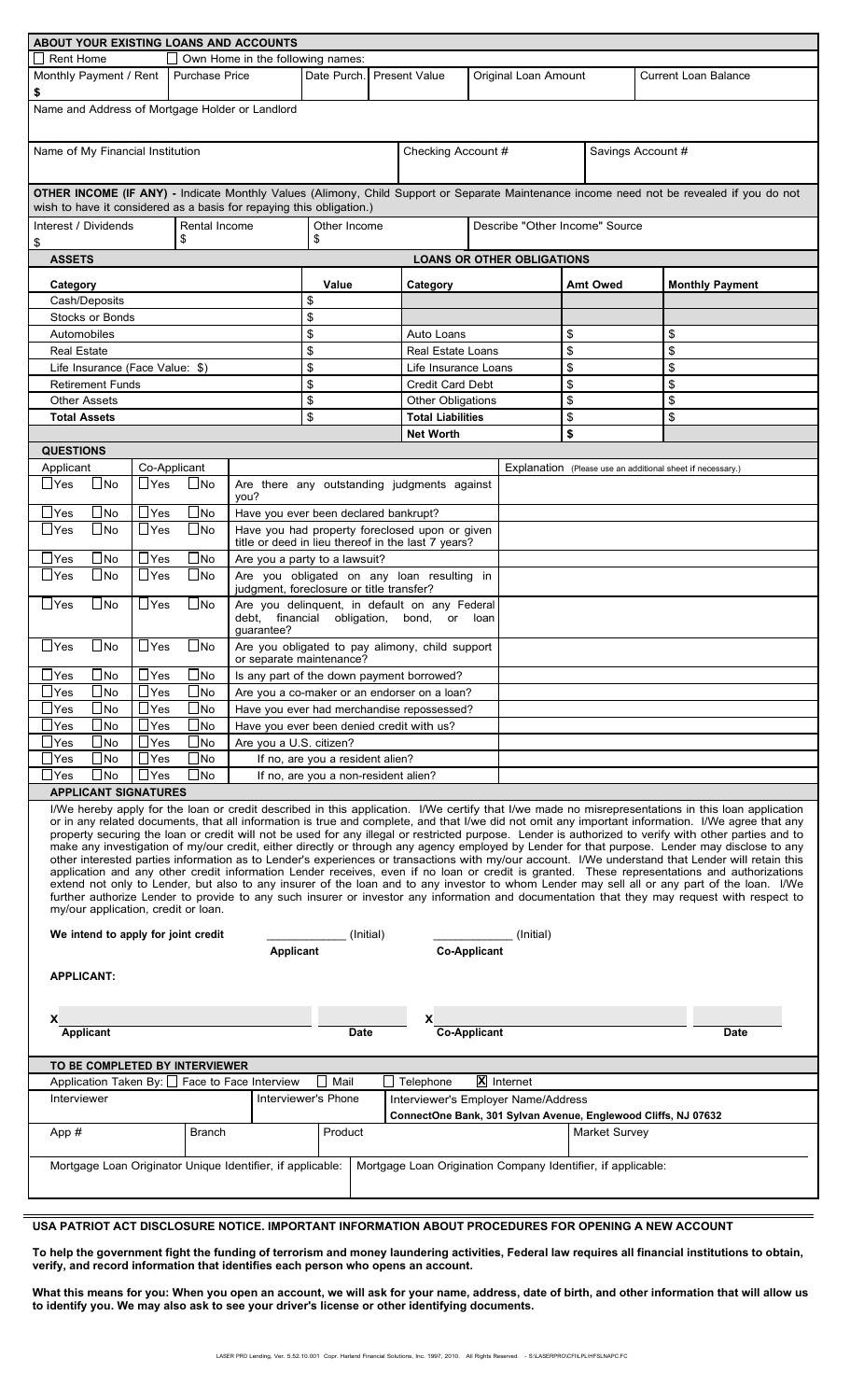## ABOUT YOUR EXISTING LOANS AND ACCOUNTS

☐ Rent Home ☐ Own Home in the following names:

| Monthly Payment / Rent | Purchase Price | Date Purch. | Present Value | Original Loan Amount | Current Loan Balance |
|---|---|---|---|---|---|
| $ | | | | | |

Name and Address of Mortgage Holder or Landlord

| Name of My Financial Institution | Checking Account # | Savings Account # |
|---|---|---|
| | | |

**OTHER INCOME (IF ANY) -** Indicate Monthly Values (Alimony, Child Support or Separate Maintenance income need not be revealed if you do not wish to have it considered as a basis for repaying this obligation.)

| Interest / Dividends | Rental Income | Other Income | Describe "Other Income" Source |
|---|---|---|---|
| $ | $ | $ | |

| **ASSETS** | | **LOANS OR OTHER OBLIGATIONS** | | |
|---|---|---|---|---|
| **Category** | **Value** | **Category** | **Amt Owed** | **Monthly Payment** |
| Cash/Deposits | $ | | | |
| Stocks or Bonds | $ | | | |
| Automobiles | $ | Auto Loans | $ | $ |
| Real Estate | $ | Real Estate Loans | $ | $ |
| Life Insurance (Face Value: $) | $ | Life Insurance Loans | $ | $ |
| Retirement Funds | $ | Credit Card Debt | $ | $ |
| Other Assets | $ | Other Obligations | $ | $ |
| **Total Assets** | $ | **Total Liabilities** | $ | $ |
| | | **Net Worth** | **$** | |

## QUESTIONS

| Applicant | Co-Applicant | | Explanation (Please use an additional sheet if necessary.) |
|---|---|---|---|
| ☐Yes ☐No | ☐Yes ☐No | Are there any outstanding judgments against you? | |
| ☐Yes ☐No | ☐Yes ☐No | Have you ever been declared bankrupt? | |
| ☐Yes ☐No | ☐Yes ☐No | Have you had property foreclosed upon or given title or deed in lieu thereof in the last 7 years? | |
| ☐Yes ☐No | ☐Yes ☐No | Are you a party to a lawsuit? | |
| ☐Yes ☐No | ☐Yes ☐No | Are you obligated on any loan resulting in judgment, foreclosure or title transfer? | |
| ☐Yes ☐No | ☐Yes ☐No | Are you delinquent, in default on any Federal debt, financial obligation, bond, or loan guarantee? | |
| ☐Yes ☐No | ☐Yes ☐No | Are you obligated to pay alimony, child support or separate maintenance? | |
| ☐Yes ☐No | ☐Yes ☐No | Is any part of the down payment borrowed? | |
| ☐Yes ☐No | ☐Yes ☐No | Are you a co-maker or an endorser on a loan? | |
| ☐Yes ☐No | ☐Yes ☐No | Have you ever had merchandise repossessed? | |
| ☐Yes ☐No | ☐Yes ☐No | Have you ever been denied credit with us? | |
| ☐Yes ☐No | ☐Yes ☐No | Are you a U.S. citizen? | |
| ☐Yes ☐No | ☐Yes ☐No | If no, are you a resident alien? | |
| ☐Yes ☐No | ☐Yes ☐No | If no, are you a non-resident alien? | |

## APPLICANT SIGNATURES

I/We hereby apply for the loan or credit described in this application. I/We certify that I/we made no misrepresentations in this loan application or in any related documents, that all information is true and complete, and that I/we did not omit any important information. I/We agree that any property securing the loan or credit will not be used for any illegal or restricted purpose. Lender is authorized to verify with other parties and to make any investigation of my/our credit, either directly or through any agency employed by Lender for that purpose. Lender may disclose to any other interested parties information as to Lender's experiences or transactions with my/our account. I/We understand that Lender will retain this application and any other credit information Lender receives, even if no loan or credit is granted. These representations and authorizations extend not only to Lender, but also to any insurer of the loan and to any investor to whom Lender may sell all or any part of the loan. I/We further authorize Lender to provide to any such insurer or investor any information and documentation that they may request with respect to my/our application, credit or loan.

**We intend to apply for joint credit** ____________ (Initial) **Applicant** ____________ (Initial) **Co-Applicant**

**APPLICANT:**

X______________________________ **Applicant** ________ **Date**

X______________________________ **Co-Applicant** ________ **Date**

## TO BE COMPLETED BY INTERVIEWER

Application Taken By: ☐ Face to Face Interview ☐ Mail ☐ Telephone ☒ Internet

| Interviewer | Interviewer's Phone | Interviewer's Employer Name/Address |
|---|---|---|
| | | ConnectOne Bank, 301 Sylvan Avenue, Englewood Cliffs, NJ 07632 |

| App # | Branch | Product | Market Survey |
|---|---|---|---|
| | | | |

| Mortgage Loan Originator Unique Identifier, if applicable: | Mortgage Loan Origination Company Identifier, if applicable: |
|---|---|
| | |

**USA PATRIOT ACT DISCLOSURE NOTICE. IMPORTANT INFORMATION ABOUT PROCEDURES FOR OPENING A NEW ACCOUNT**

**To help the government fight the funding of terrorism and money laundering activities, Federal law requires all financial institutions to obtain, verify, and record information that identifies each person who opens an account.**

**What this means for you: When you open an account, we will ask for your name, address, date of birth, and other information that will allow us to identify you. We may also ask to see your driver's license or other identifying documents.**

LASER PRO Lending, Ver. 5.52.10.001 Copr. Harland Financial Solutions, Inc. 1997, 2010. All Rights Reserved. - S:\LASERPRO\CFI\LPL\HFSLNAPC.FC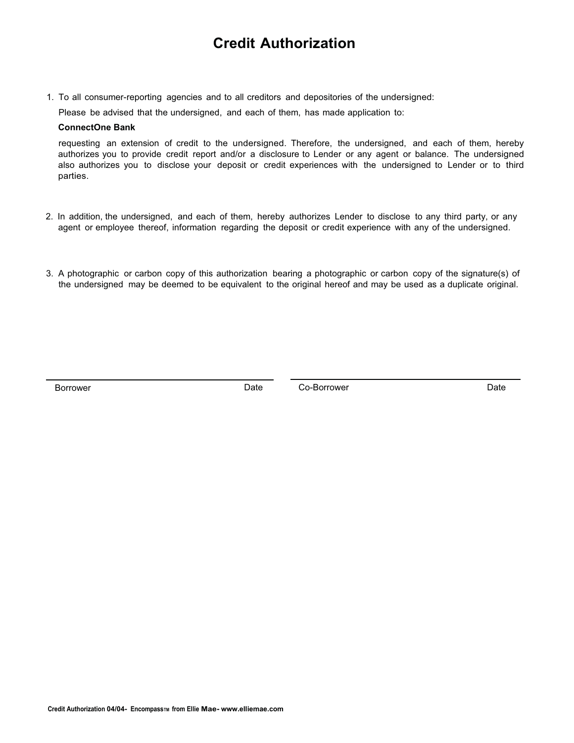# Credit Authorization

1. To all consumer-reporting agencies and to all creditors and depositories of the undersigned:

   Please be advised that the undersigned, and each of them, has made application to:

   **ConnectOne Bank**

   requesting an extension of credit to the undersigned. Therefore, the undersigned, and each of them, hereby authorizes you to provide credit report and/or a disclosure to Lender or any agent or balance. The undersigned also authorizes you to disclose your deposit or credit experiences with the undersigned to Lender or to third parties.

2. In addition, the undersigned, and each of them, hereby authorizes Lender to disclose to any third party, or any agent or employee thereof, information regarding the deposit or credit experience with any of the undersigned.

3. A photographic or carbon copy of this authorization bearing a photographic or carbon copy of the signature(s) of the undersigned may be deemed to be equivalent to the original hereof and may be used as a duplicate original.

| | | | |
|---|---|---|---|
| Borrower | Date | Co-Borrower | Date |

Credit Authorization 04/04- Encompass™ from Ellie Mae- www.elliemae.com